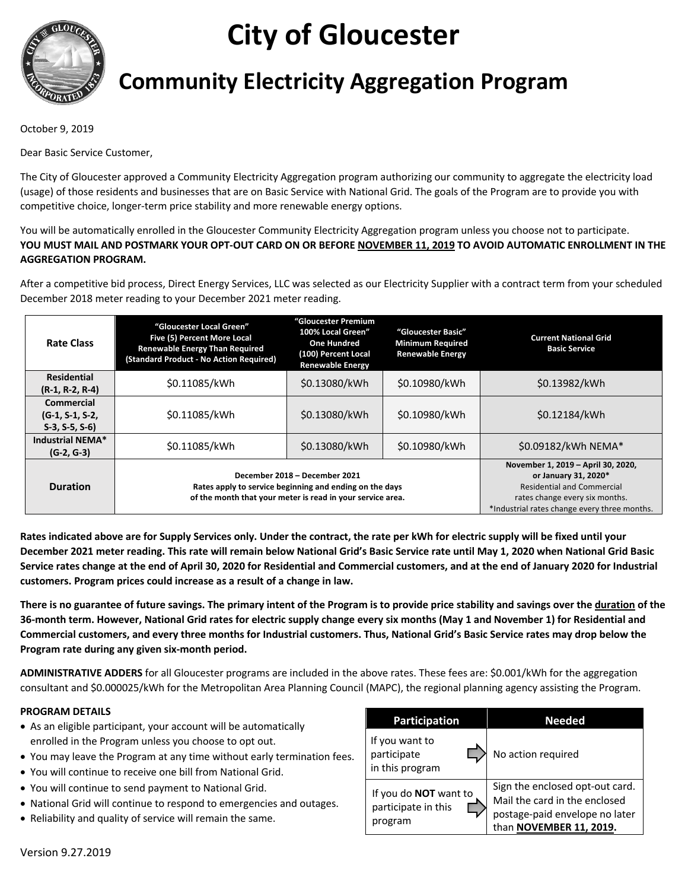# City of Gloucester

## Community Electricity Aggregation Program

October 9, 2019

Dear Basic Service Customer,

The City of Gloucester approved a Community Electricity Aggregation program authorizing our community to aggregate the electricity load (usage) of those residents and businesses that are on Basic Service with National Grid. The goals of the Program are to provide you with competitive choice, longer-term price stability and more renewable energy options.

You will be automatically enrolled in the Gloucester Community Electricity Aggregation program unless you choose not to participate. **YOU MUST MAIL AND POSTMARK YOUR OPT-OUT CARD ON OR BEFORE NOVEMBER 11, 2019 TO AVOID AUTOMATIC ENROLLMENT IN THE AGGREGATION PROGRAM.**

After a competitive bid process, Direct Energy Services, LLC was selected as our Electricity Supplier with a contract term from your scheduled December 2018 meter reading to your December 2021 meter reading.

| Rate Class | "Gloucester Local Green" Five (5) Percent More Local Renewable Energy Than Required (Standard Product - No Action Required) | "Gloucester Premium 100% Local Green" One Hundred (100) Percent Local Renewable Energy | "Gloucester Basic" Minimum Required Renewable Energy | Current National Grid Basic Service |
|---|---|---|---|---|
| **Residential (R-1, R-2, R-4)** | $0.11085/kWh | $0.13080/kWh | $0.10980/kWh | $0.13982/kWh |
| **Commercial (G-1, S-1, S-2, S-3, S-5, S-6)** | $0.11085/kWh | $0.13080/kWh | $0.10980/kWh | $0.12184/kWh |
| **Industrial NEMA* (G-2, G-3)** | $0.11085/kWh | $0.13080/kWh | $0.10980/kWh | $0.09182/kWh NEMA* |
| **Duration** | **December 2018 – December 2021** Rates apply to service beginning and ending on the days of the month that your meter is read in your service area. | | | **November 1, 2019 – April 30, 2020, or January 31, 2020*** Residential and Commercial rates change every six months. *Industrial rates change every three months. |

**Rates indicated above are for Supply Services only. Under the contract, the rate per kWh for electric supply will be fixed until your December 2021 meter reading. This rate will remain below National Grid's Basic Service rate until May 1, 2020 when National Grid Basic Service rates change at the end of April 30, 2020 for Residential and Commercial customers, and at the end of January 2020 for Industrial customers. Program prices could increase as a result of a change in law.**

**There is no guarantee of future savings. The primary intent of the Program is to provide price stability and savings over the duration of the 36-month term. However, National Grid rates for electric supply change every six months (May 1 and November 1) for Residential and Commercial customers, and every three months for Industrial customers. Thus, National Grid's Basic Service rates may drop below the Program rate during any given six-month period.**

**ADMINISTRATIVE ADDERS** for all Gloucester programs are included in the above rates. These fees are: $0.001/kWh for the aggregation consultant and $0.000025/kWh for the Metropolitan Area Planning Council (MAPC), the regional planning agency assisting the Program.

**PROGRAM DETAILS**

- As an eligible participant, your account will be automatically enrolled in the Program unless you choose to opt out.
- You may leave the Program at any time without early termination fees.
- You will continue to receive one bill from National Grid.
- You will continue to send payment to National Grid.
- National Grid will continue to respond to emergencies and outages.
- Reliability and quality of service will remain the same.

| Participation | Needed |
|---|---|
| If you want to participate in this program | No action required |
| If you do **NOT** want to participate in this program | Sign the enclosed opt-out card. Mail the card in the enclosed postage-paid envelope no later than **NOVEMBER 11, 2019.** |

Version 9.27.2019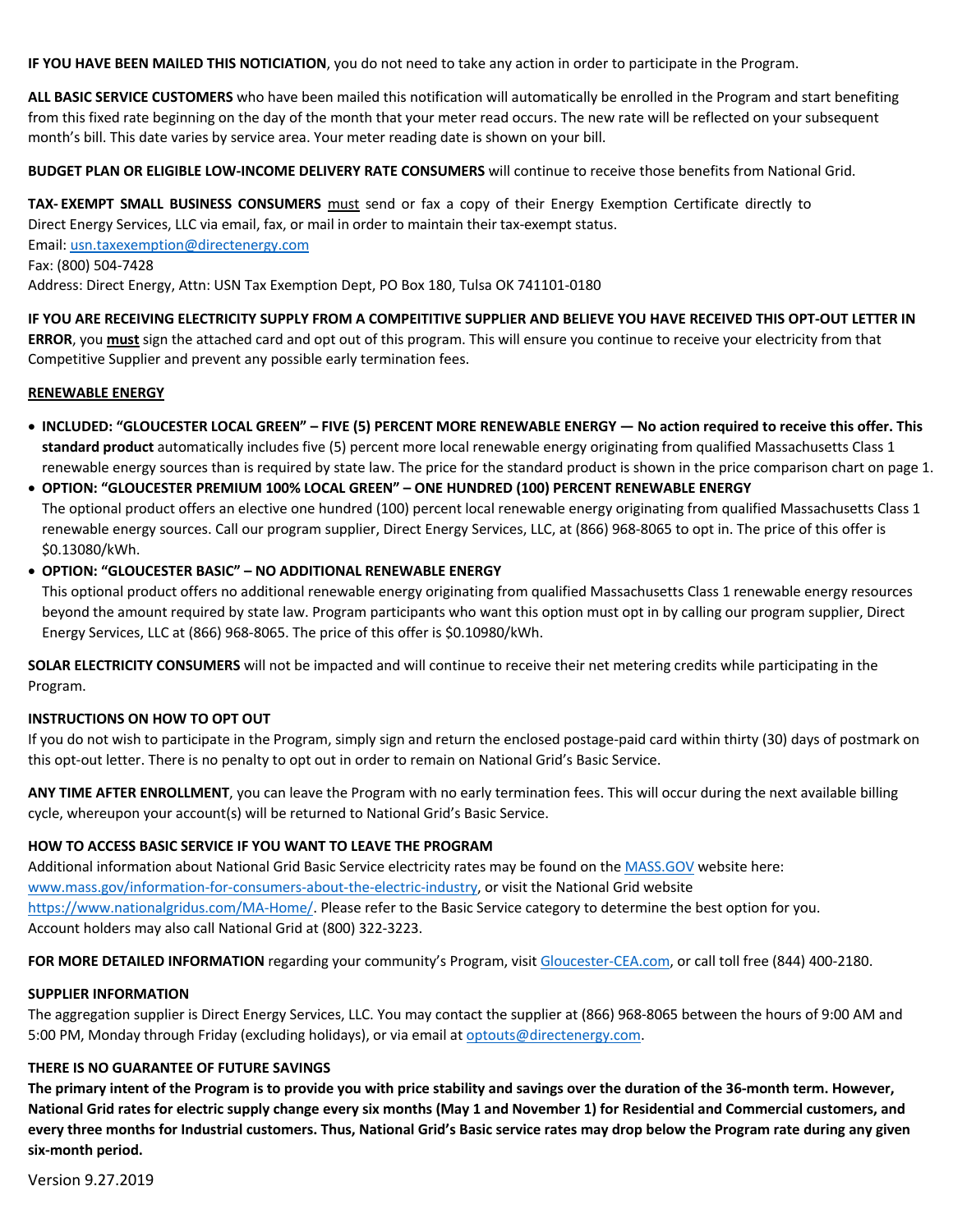**IF YOU HAVE BEEN MAILED THIS NOTICIATION**, you do not need to take any action in order to participate in the Program.

**ALL BASIC SERVICE CUSTOMERS** who have been mailed this notification will automatically be enrolled in the Program and start benefiting from this fixed rate beginning on the day of the month that your meter read occurs. The new rate will be reflected on your subsequent month's bill. This date varies by service area. Your meter reading date is shown on your bill.

**BUDGET PLAN OR ELIGIBLE LOW-INCOME DELIVERY RATE CONSUMERS** will continue to receive those benefits from National Grid.

**TAX- EXEMPT SMALL BUSINESS CONSUMERS** must send or fax a copy of their Energy Exemption Certificate directly to Direct Energy Services, LLC via email, fax, or mail in order to maintain their tax-exempt status.
Email: usn.taxexemption@directenergy.com
Fax: (800) 504-7428
Address: Direct Energy, Attn: USN Tax Exemption Dept, PO Box 180, Tulsa OK 741101-0180

**IF YOU ARE RECEIVING ELECTRICITY SUPPLY FROM A COMPEITITIVE SUPPLIER AND BELIEVE YOU HAVE RECEIVED THIS OPT-OUT LETTER IN ERROR**, you **must** sign the attached card and opt out of this program. This will ensure you continue to receive your electricity from that Competitive Supplier and prevent any possible early termination fees.

**RENEWABLE ENERGY**

- **INCLUDED: "GLOUCESTER LOCAL GREEN" – FIVE (5) PERCENT MORE RENEWABLE ENERGY — No action required to receive this offer. This standard product** automatically includes five (5) percent more local renewable energy originating from qualified Massachusetts Class 1 renewable energy sources than is required by state law. The price for the standard product is shown in the price comparison chart on page 1.
- **OPTION: "GLOUCESTER PREMIUM 100% LOCAL GREEN" – ONE HUNDRED (100) PERCENT RENEWABLE ENERGY**
  The optional product offers an elective one hundred (100) percent local renewable energy originating from qualified Massachusetts Class 1 renewable energy sources. Call our program supplier, Direct Energy Services, LLC, at (866) 968-8065 to opt in. The price of this offer is $0.13080/kWh.
- **OPTION: "GLOUCESTER BASIC" – NO ADDITIONAL RENEWABLE ENERGY**
  This optional product offers no additional renewable energy originating from qualified Massachusetts Class 1 renewable energy resources beyond the amount required by state law. Program participants who want this option must opt in by calling our program supplier, Direct Energy Services, LLC at (866) 968-8065. The price of this offer is $0.10980/kWh.

**SOLAR ELECTRICITY CONSUMERS** will not be impacted and will continue to receive their net metering credits while participating in the Program.

**INSTRUCTIONS ON HOW TO OPT OUT**

If you do not wish to participate in the Program, simply sign and return the enclosed postage-paid card within thirty (30) days of postmark on this opt-out letter. There is no penalty to opt out in order to remain on National Grid's Basic Service.

**ANY TIME AFTER ENROLLMENT**, you can leave the Program with no early termination fees. This will occur during the next available billing cycle, whereupon your account(s) will be returned to National Grid's Basic Service.

**HOW TO ACCESS BASIC SERVICE IF YOU WANT TO LEAVE THE PROGRAM**

Additional information about National Grid Basic Service electricity rates may be found on the MASS.GOV website here: www.mass.gov/information-for-consumers-about-the-electric-industry, or visit the National Grid website https://www.nationalgridus.com/MA-Home/. Please refer to the Basic Service category to determine the best option for you. Account holders may also call National Grid at (800) 322-3223.

**FOR MORE DETAILED INFORMATION** regarding your community's Program, visit Gloucester-CEA.com, or call toll free (844) 400-2180.

**SUPPLIER INFORMATION**

The aggregation supplier is Direct Energy Services, LLC. You may contact the supplier at (866) 968-8065 between the hours of 9:00 AM and 5:00 PM, Monday through Friday (excluding holidays), or via email at optouts@directenergy.com.

**THERE IS NO GUARANTEE OF FUTURE SAVINGS**

**The primary intent of the Program is to provide you with price stability and savings over the duration of the 36-month term. However, National Grid rates for electric supply change every six months (May 1 and November 1) for Residential and Commercial customers, and every three months for Industrial customers. Thus, National Grid's Basic service rates may drop below the Program rate during any given six-month period.**

Version 9.27.2019